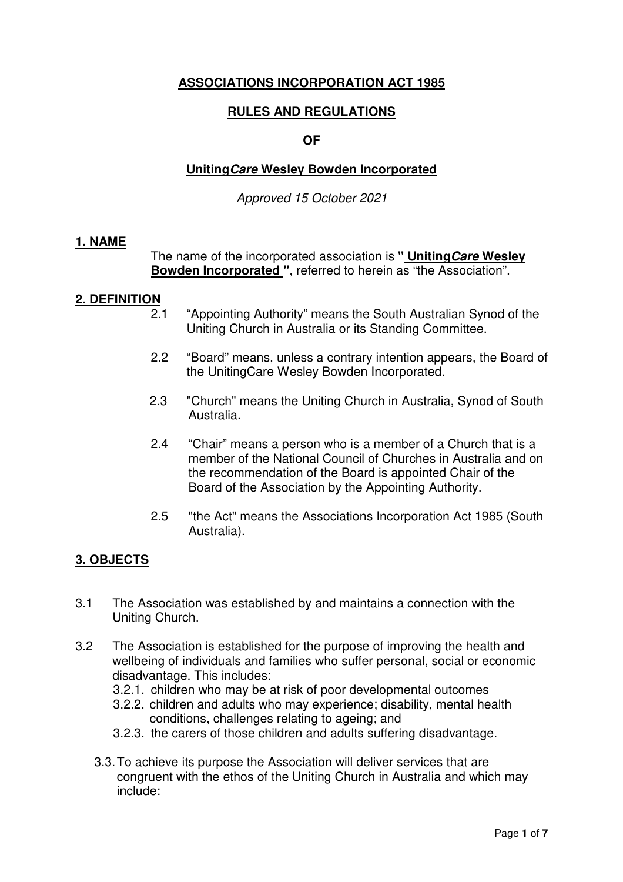**ASSOCIATIONS INCORPORATION ACT 1985**

**RULES AND REGULATIONS**

**OF**

**Uniting*Care* Wesley Bowden Incorporated**

*Approved 15 October 2021*

## 1. NAME

The name of the incorporated association is **" Uniting*Care* Wesley Bowden Incorporated "**, referred to herein as "the Association".

## 2. DEFINITION

2.1 "Appointing Authority" means the South Australian Synod of the Uniting Church in Australia or its Standing Committee.

2.2 "Board" means, unless a contrary intention appears, the Board of the UnitingCare Wesley Bowden Incorporated.

2.3 "Church" means the Uniting Church in Australia, Synod of South Australia.

2.4 "Chair" means a person who is a member of a Church that is a member of the National Council of Churches in Australia and on the recommendation of the Board is appointed Chair of the Board of the Association by the Appointing Authority.

2.5 "the Act" means the Associations Incorporation Act 1985 (South Australia).

## 3. OBJECTS

3.1 The Association was established by and maintains a connection with the Uniting Church.

3.2 The Association is established for the purpose of improving the health and wellbeing of individuals and families who suffer personal, social or economic disadvantage. This includes:

3.2.1. children who may be at risk of poor developmental outcomes

3.2.2. children and adults who may experience; disability, mental health conditions, challenges relating to ageing; and

3.2.3. the carers of those children and adults suffering disadvantage.

3.3. To achieve its purpose the Association will deliver services that are congruent with the ethos of the Uniting Church in Australia and which may include: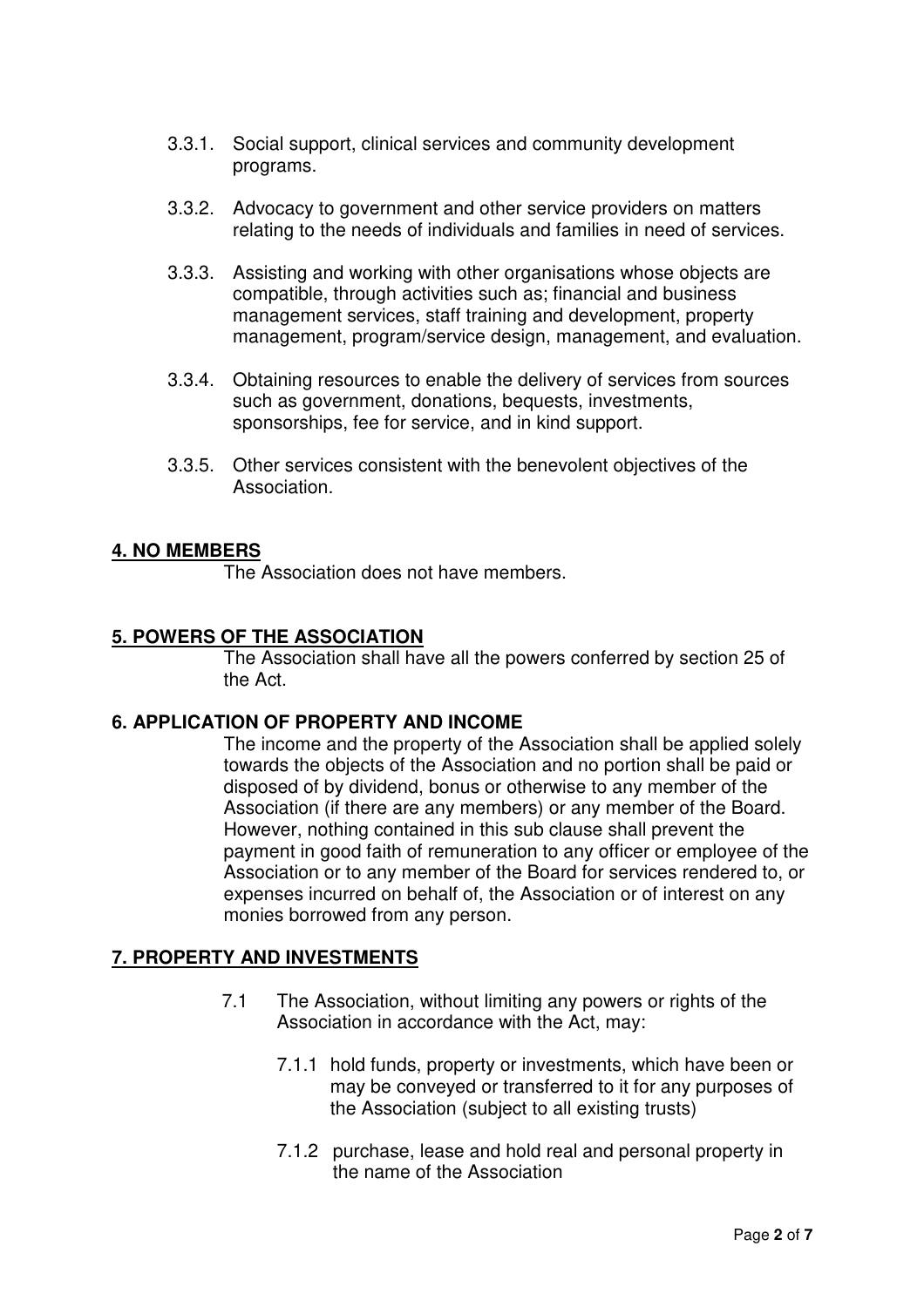3.3.1. Social support, clinical services and community development programs.

3.3.2. Advocacy to government and other service providers on matters relating to the needs of individuals and families in need of services.

3.3.3. Assisting and working with other organisations whose objects are compatible, through activities such as; financial and business management services, staff training and development, property management, program/service design, management, and evaluation.

3.3.4. Obtaining resources to enable the delivery of services from sources such as government, donations, bequests, investments, sponsorships, fee for service, and in kind support.

3.3.5. Other services consistent with the benevolent objectives of the Association.

## 4. NO MEMBERS

The Association does not have members.

## 5. POWERS OF THE ASSOCIATION

The Association shall have all the powers conferred by section 25 of the Act.

## 6. APPLICATION OF PROPERTY AND INCOME

The income and the property of the Association shall be applied solely towards the objects of the Association and no portion shall be paid or disposed of by dividend, bonus or otherwise to any member of the Association (if there are any members) or any member of the Board. However, nothing contained in this sub clause shall prevent the payment in good faith of remuneration to any officer or employee of the Association or to any member of the Board for services rendered to, or expenses incurred on behalf of, the Association or of interest on any monies borrowed from any person.

## 7. PROPERTY AND INVESTMENTS

7.1 The Association, without limiting any powers or rights of the Association in accordance with the Act, may:

7.1.1 hold funds, property or investments, which have been or may be conveyed or transferred to it for any purposes of the Association (subject to all existing trusts)

7.1.2 purchase, lease and hold real and personal property in the name of the Association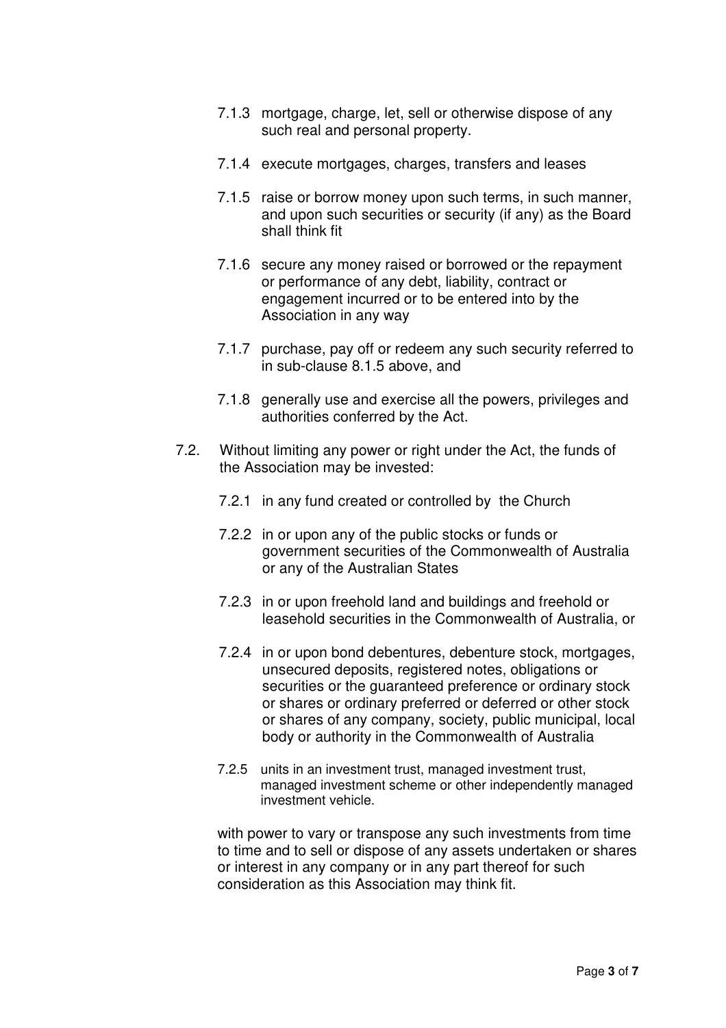7.1.3 mortgage, charge, let, sell or otherwise dispose of any such real and personal property.

7.1.4 execute mortgages, charges, transfers and leases

7.1.5 raise or borrow money upon such terms, in such manner, and upon such securities or security (if any) as the Board shall think fit

7.1.6 secure any money raised or borrowed or the repayment or performance of any debt, liability, contract or engagement incurred or to be entered into by the Association in any way

7.1.7 purchase, pay off or redeem any such security referred to in sub-clause 8.1.5 above, and

7.1.8 generally use and exercise all the powers, privileges and authorities conferred by the Act.

7.2. Without limiting any power or right under the Act, the funds of the Association may be invested:

7.2.1 in any fund created or controlled by the Church

7.2.2 in or upon any of the public stocks or funds or government securities of the Commonwealth of Australia or any of the Australian States

7.2.3 in or upon freehold land and buildings and freehold or leasehold securities in the Commonwealth of Australia, or

7.2.4 in or upon bond debentures, debenture stock, mortgages, unsecured deposits, registered notes, obligations or securities or the guaranteed preference or ordinary stock or shares or ordinary preferred or deferred or other stock or shares of any company, society, public municipal, local body or authority in the Commonwealth of Australia

7.2.5 units in an investment trust, managed investment trust, managed investment scheme or other independently managed investment vehicle.

with power to vary or transpose any such investments from time to time and to sell or dispose of any assets undertaken or shares or interest in any company or in any part thereof for such consideration as this Association may think fit.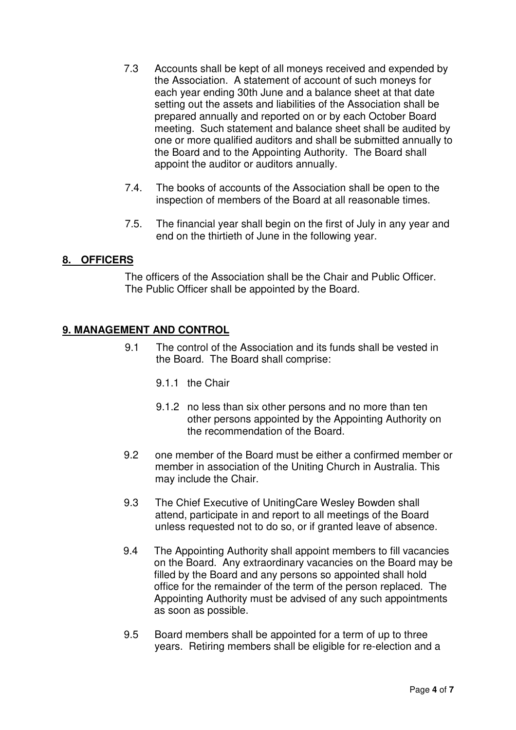7.3 Accounts shall be kept of all moneys received and expended by the Association. A statement of account of such moneys for each year ending 30th June and a balance sheet at that date setting out the assets and liabilities of the Association shall be prepared annually and reported on or by each October Board meeting. Such statement and balance sheet shall be audited by one or more qualified auditors and shall be submitted annually to the Board and to the Appointing Authority. The Board shall appoint the auditor or auditors annually.

7.4. The books of accounts of the Association shall be open to the inspection of members of the Board at all reasonable times.

7.5. The financial year shall begin on the first of July in any year and end on the thirtieth of June in the following year.

## 8. OFFICERS

The officers of the Association shall be the Chair and Public Officer. The Public Officer shall be appointed by the Board.

## 9. MANAGEMENT AND CONTROL

9.1 The control of the Association and its funds shall be vested in the Board. The Board shall comprise:

9.1.1 the Chair

9.1.2 no less than six other persons and no more than ten other persons appointed by the Appointing Authority on the recommendation of the Board.

9.2 one member of the Board must be either a confirmed member or member in association of the Uniting Church in Australia. This may include the Chair.

9.3 The Chief Executive of UnitingCare Wesley Bowden shall attend, participate in and report to all meetings of the Board unless requested not to do so, or if granted leave of absence.

9.4 The Appointing Authority shall appoint members to fill vacancies on the Board. Any extraordinary vacancies on the Board may be filled by the Board and any persons so appointed shall hold office for the remainder of the term of the person replaced. The Appointing Authority must be advised of any such appointments as soon as possible.

9.5 Board members shall be appointed for a term of up to three years. Retiring members shall be eligible for re-election and a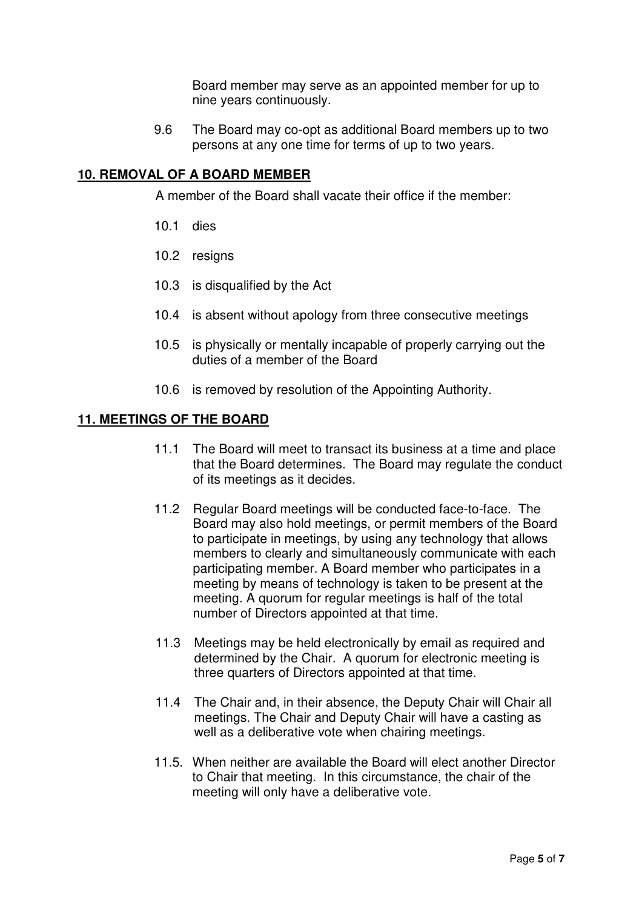Board member may serve as an appointed member for up to nine years continuously.

9.6 The Board may co-opt as additional Board members up to two persons at any one time for terms of up to two years.

## **10. REMOVAL OF A BOARD MEMBER**

A member of the Board shall vacate their office if the member:

10.1 dies

10.2 resigns

10.3 is disqualified by the Act

10.4 is absent without apology from three consecutive meetings

10.5 is physically or mentally incapable of properly carrying out the duties of a member of the Board

10.6 is removed by resolution of the Appointing Authority.

## **11. MEETINGS OF THE BOARD**

11.1 The Board will meet to transact its business at a time and place that the Board determines. The Board may regulate the conduct of its meetings as it decides.

11.2 Regular Board meetings will be conducted face-to-face. The Board may also hold meetings, or permit members of the Board to participate in meetings, by using any technology that allows members to clearly and simultaneously communicate with each participating member. A Board member who participates in a meeting by means of technology is taken to be present at the meeting. A quorum for regular meetings is half of the total number of Directors appointed at that time.

11.3 Meetings may be held electronically by email as required and determined by the Chair. A quorum for electronic meeting is three quarters of Directors appointed at that time.

11.4 The Chair and, in their absence, the Deputy Chair will Chair all meetings. The Chair and Deputy Chair will have a casting as well as a deliberative vote when chairing meetings.

11.5. When neither are available the Board will elect another Director to Chair that meeting. In this circumstance, the chair of the meeting will only have a deliberative vote.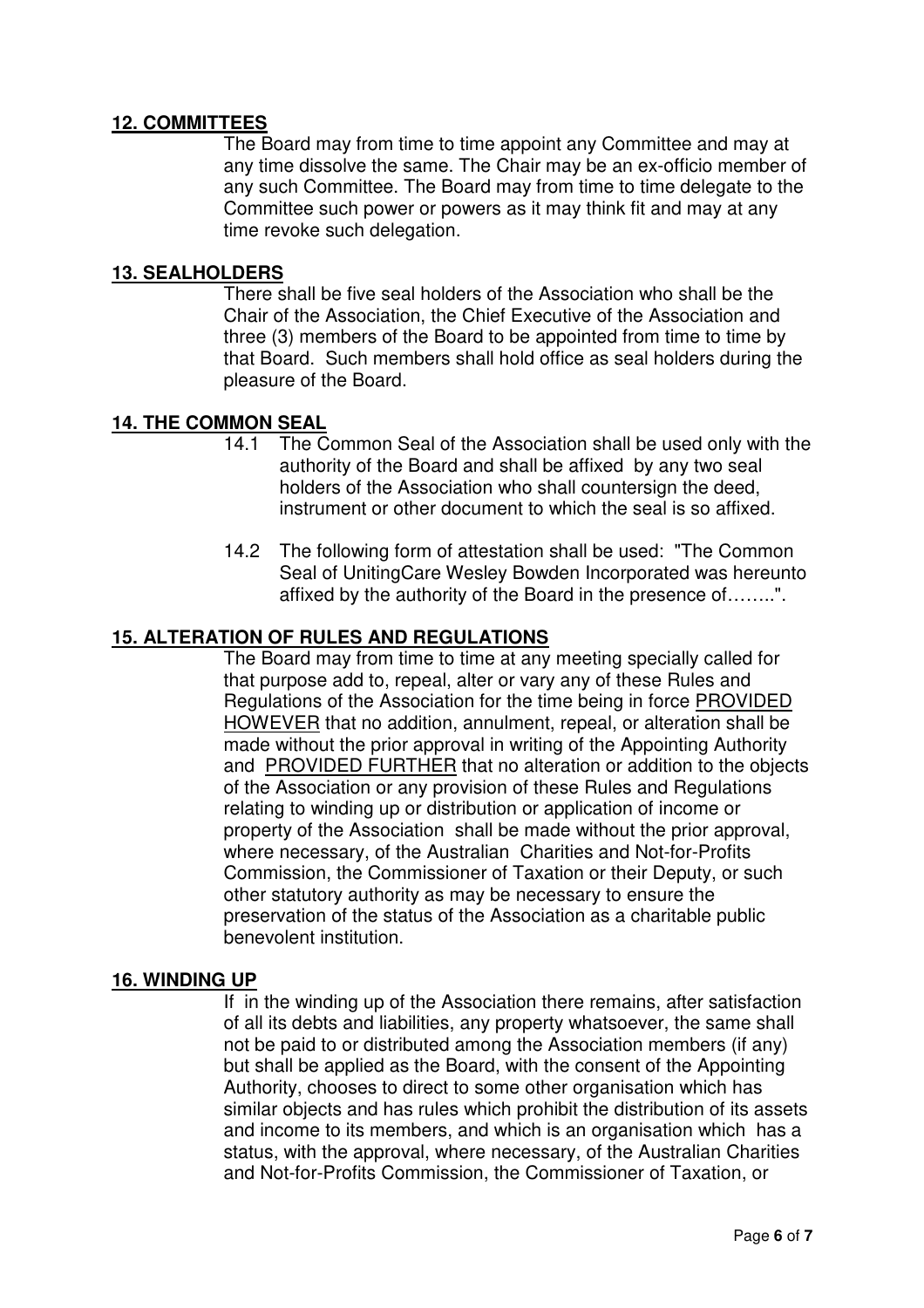## **12. COMMITTEES**

The Board may from time to time appoint any Committee and may at any time dissolve the same. The Chair may be an ex-officio member of any such Committee. The Board may from time to time delegate to the Committee such power or powers as it may think fit and may at any time revoke such delegation.

## **13. SEALHOLDERS**

There shall be five seal holders of the Association who shall be the Chair of the Association, the Chief Executive of the Association and three (3) members of the Board to be appointed from time to time by that Board. Such members shall hold office as seal holders during the pleasure of the Board.

## **14. THE COMMON SEAL**

14.1 The Common Seal of the Association shall be used only with the authority of the Board and shall be affixed by any two seal holders of the Association who shall countersign the deed, instrument or other document to which the seal is so affixed.

14.2 The following form of attestation shall be used: "The Common Seal of UnitingCare Wesley Bowden Incorporated was hereunto affixed by the authority of the Board in the presence of……..".

## **15. ALTERATION OF RULES AND REGULATIONS**

The Board may from time to time at any meeting specially called for that purpose add to, repeal, alter or vary any of these Rules and Regulations of the Association for the time being in force PROVIDED HOWEVER that no addition, annulment, repeal, or alteration shall be made without the prior approval in writing of the Appointing Authority and PROVIDED FURTHER that no alteration or addition to the objects of the Association or any provision of these Rules and Regulations relating to winding up or distribution or application of income or property of the Association shall be made without the prior approval, where necessary, of the Australian Charities and Not-for-Profits Commission, the Commissioner of Taxation or their Deputy, or such other statutory authority as may be necessary to ensure the preservation of the status of the Association as a charitable public benevolent institution.

## **16. WINDING UP**

If in the winding up of the Association there remains, after satisfaction of all its debts and liabilities, any property whatsoever, the same shall not be paid to or distributed among the Association members (if any) but shall be applied as the Board, with the consent of the Appointing Authority, chooses to direct to some other organisation which has similar objects and has rules which prohibit the distribution of its assets and income to its members, and which is an organisation which has a status, with the approval, where necessary, of the Australian Charities and Not-for-Profits Commission, the Commissioner of Taxation, or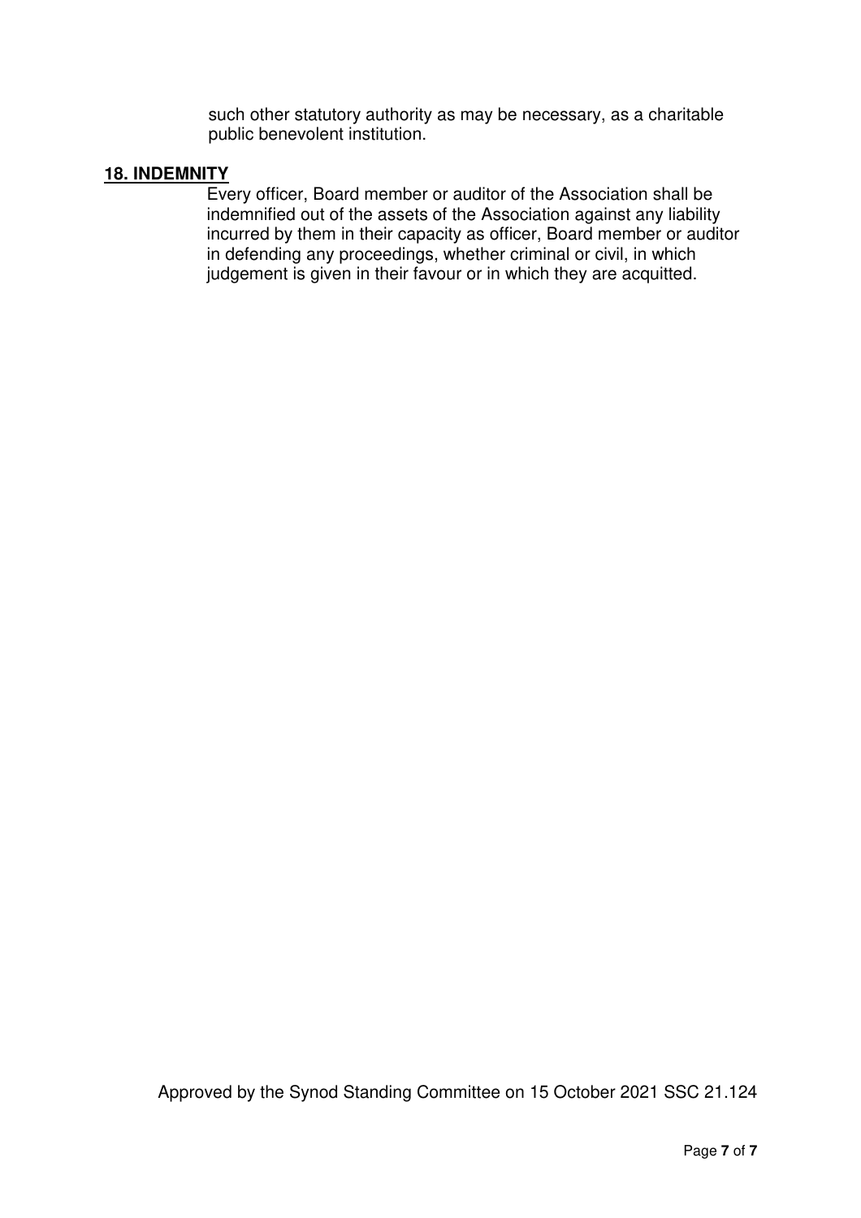such other statutory authority as may be necessary, as a charitable public benevolent institution.

**18. INDEMNITY**

Every officer, Board member or auditor of the Association shall be indemnified out of the assets of the Association against any liability incurred by them in their capacity as officer, Board member or auditor in defending any proceedings, whether criminal or civil, in which judgement is given in their favour or in which they are acquitted.

Approved by the Synod Standing Committee on 15 October 2021 SSC 21.124